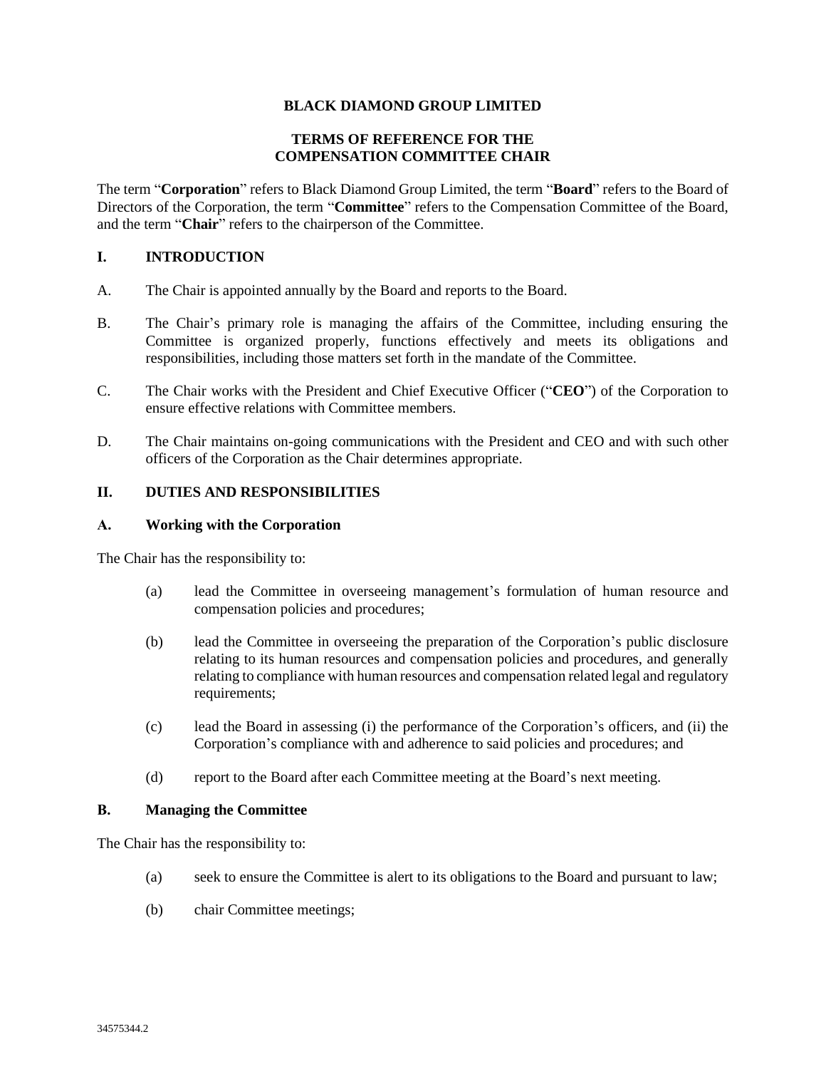# BLACK DIAMOND GROUP LIMITED

## TERMS OF REFERENCE FOR THE COMPENSATION COMMITTEE CHAIR

The term "**Corporation**" refers to Black Diamond Group Limited, the term "**Board**" refers to the Board of Directors of the Corporation, the term "**Committee**" refers to the Compensation Committee of the Board, and the term "**Chair**" refers to the chairperson of the Committee.

## I. INTRODUCTION

A. The Chair is appointed annually by the Board and reports to the Board.

B. The Chair's primary role is managing the affairs of the Committee, including ensuring the Committee is organized properly, functions effectively and meets its obligations and responsibilities, including those matters set forth in the mandate of the Committee.

C. The Chair works with the President and Chief Executive Officer ("**CEO**") of the Corporation to ensure effective relations with Committee members.

D. The Chair maintains on-going communications with the President and CEO and with such other officers of the Corporation as the Chair determines appropriate.

## II. DUTIES AND RESPONSIBILITIES

### A. Working with the Corporation

The Chair has the responsibility to:

(a) lead the Committee in overseeing management's formulation of human resource and compensation policies and procedures;

(b) lead the Committee in overseeing the preparation of the Corporation's public disclosure relating to its human resources and compensation policies and procedures, and generally relating to compliance with human resources and compensation related legal and regulatory requirements;

(c) lead the Board in assessing (i) the performance of the Corporation's officers, and (ii) the Corporation's compliance with and adherence to said policies and procedures; and

(d) report to the Board after each Committee meeting at the Board's next meeting.

### B. Managing the Committee

The Chair has the responsibility to:

(a) seek to ensure the Committee is alert to its obligations to the Board and pursuant to law;

(b) chair Committee meetings;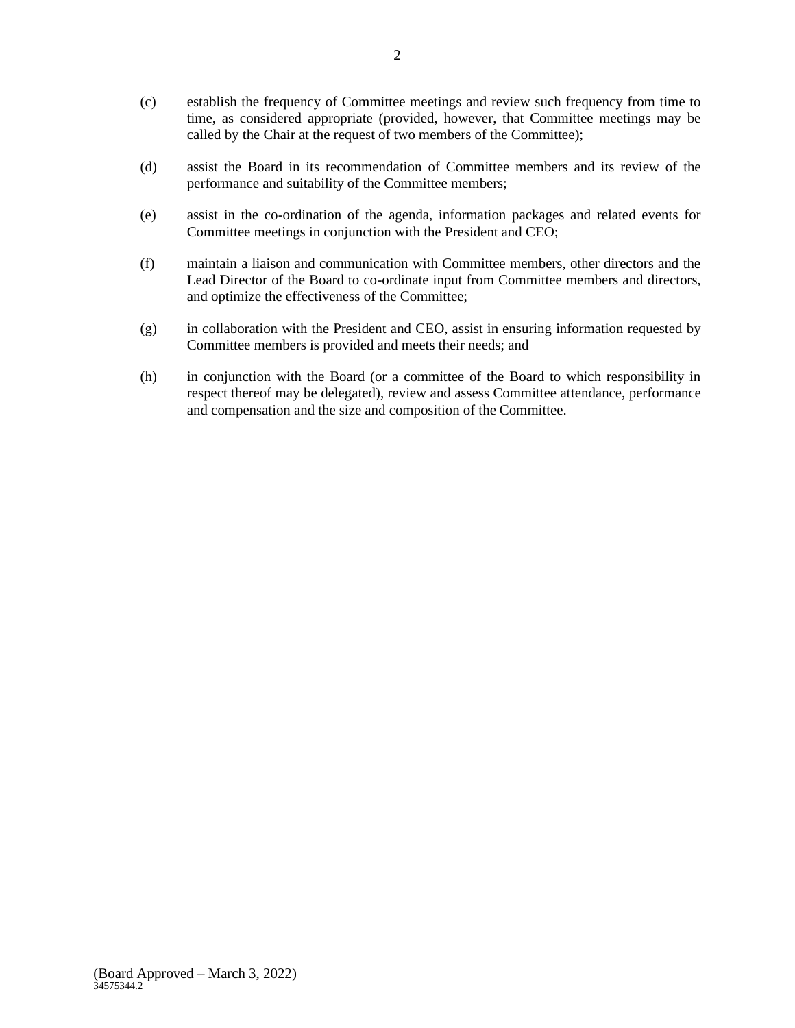(c) establish the frequency of Committee meetings and review such frequency from time to time, as considered appropriate (provided, however, that Committee meetings may be called by the Chair at the request of two members of the Committee);

(d) assist the Board in its recommendation of Committee members and its review of the performance and suitability of the Committee members;

(e) assist in the co-ordination of the agenda, information packages and related events for Committee meetings in conjunction with the President and CEO;

(f) maintain a liaison and communication with Committee members, other directors and the Lead Director of the Board to co-ordinate input from Committee members and directors, and optimize the effectiveness of the Committee;

(g) in collaboration with the President and CEO, assist in ensuring information requested by Committee members is provided and meets their needs; and

(h) in conjunction with the Board (or a committee of the Board to which responsibility in respect thereof may be delegated), review and assess Committee attendance, performance and compensation and the size and composition of the Committee.

(Board Approved – March 3, 2022)
34575344.2